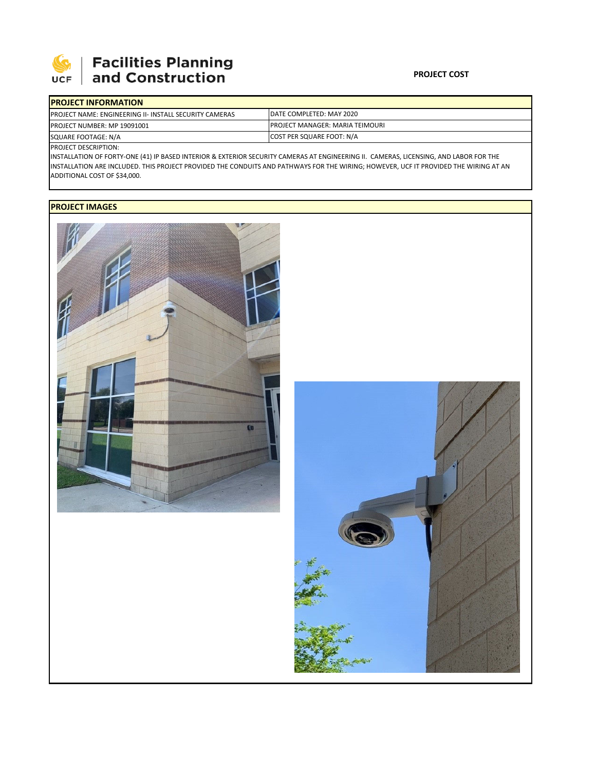UCF | Facilities Planning and Construction

**PROJECT COST**

| PROJECT INFORMATION | |
|---|---|
| PROJECT NAME: ENGINEERING II- INSTALL SECURITY CAMERAS | DATE COMPLETED: MAY 2020 |
| PROJECT NUMBER: MP 19091001 | PROJECT MANAGER: MARIA TEIMOURI |
| SQUARE FOOTAGE: N/A | COST PER SQUARE FOOT: N/A |

PROJECT DESCRIPTION:
INSTALLATION OF FORTY-ONE (41) IP BASED INTERIOR & EXTERIOR SECURITY CAMERAS AT ENGINEERING II. CAMERAS, LICENSING, AND LABOR FOR THE INSTALLATION ARE INCLUDED. THIS PROJECT PROVIDED THE CONDUITS AND PATHWAYS FOR THE WIRING; HOWEVER, UCF IT PROVIDED THE WIRING AT AN ADDITIONAL COST OF $34,000.

**PROJECT IMAGES**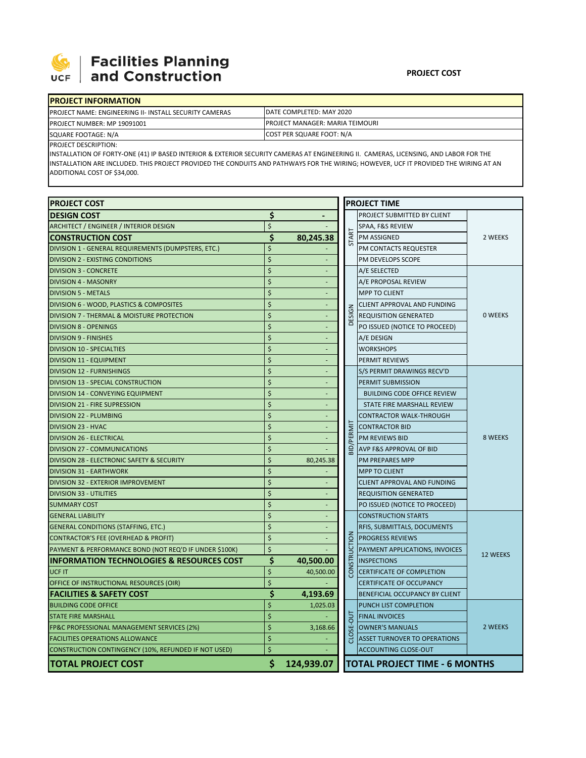# Facilities Planning and Construction

**PROJECT COST**

| PROJECT INFORMATION | |
|---|---|
| PROJECT NAME: ENGINEERING II- INSTALL SECURITY CAMERAS | DATE COMPLETED: MAY 2020 |
| PROJECT NUMBER: MP 19091001 | PROJECT MANAGER: MARIA TEIMOURI |
| SQUARE FOOTAGE: N/A | COST PER SQUARE FOOT: N/A |

PROJECT DESCRIPTION:
INSTALLATION OF FORTY-ONE (41) IP BASED INTERIOR & EXTERIOR SECURITY CAMERAS AT ENGINEERING II. CAMERAS, LICENSING, AND LABOR FOR THE INSTALLATION ARE INCLUDED. THIS PROJECT PROVIDED THE CONDUITS AND PATHWAYS FOR THE WIRING; HOWEVER, UCF IT PROVIDED THE WIRING AT AN ADDITIONAL COST OF $34,000.

| PROJECT COST | |
|---|---|
| **DESIGN COST** | **$ -** |
| ARCHITECT / ENGINEER / INTERIOR DESIGN | $ - |
| **CONSTRUCTION COST** | **$ 80,245.38** |
| DIVISION 1 - GENERAL REQUIREMENTS (DUMPSTERS, ETC.) | $ - |
| DIVISION 2 - EXISTING CONDITIONS | $ - |
| DIVISION 3 - CONCRETE | $ - |
| DIVISION 4 - MASONRY | $ - |
| DIVISION 5 - METALS | $ - |
| DIVISION 6 - WOOD, PLASTICS & COMPOSITES | $ - |
| DIVISION 7 - THERMAL & MOISTURE PROTECTION | $ - |
| DIVISION 8 - OPENINGS | $ - |
| DIVISION 9 - FINISHES | $ - |
| DIVISION 10 - SPECIALTIES | $ - |
| DIVISION 11 - EQUIPMENT | $ - |
| DIVISION 12 - FURNISHINGS | $ - |
| DIVISION 13 - SPECIAL CONSTRUCTION | $ - |
| DIVISION 14 - CONVEYING EQUIPMENT | $ - |
| DIVISION 21 - FIRE SUPRESSION | $ - |
| DIVISION 22 - PLUMBING | $ - |
| DIVISION 23 - HVAC | $ - |
| DIVISION 26 - ELECTRICAL | $ - |
| DIVISION 27 - COMMUNICATIONS | $ - |
| DIVISION 28 - ELECTRONIC SAFETY & SECURITY | $ 80,245.38 |
| DIVISION 31 - EARTHWORK | $ - |
| DIVISION 32 - EXTERIOR IMPROVEMENT | $ - |
| DIVISION 33 - UTILITIES | $ - |
| SUMMARY COST | $ - |
| GENERAL LIABILITY | $ - |
| GENERAL CONDITIONS (STAFFING, ETC.) | $ - |
| CONTRACTOR'S FEE (OVERHEAD & PROFIT) | $ - |
| PAYMENT & PERFORMANCE BOND (NOT REQ'D IF UNDER $100K) | $ - |
| **INFORMATION TECHNOLOGIES & RESOURCES COST** | **$ 40,500.00** |
| UCF IT | $ 40,500.00 |
| OFFICE OF INSTRUCTIONAL RESOURCES (OIR) | $ - |
| **FACILITIES & SAFETY COST** | **$ 4,193.69** |
| BUILDING CODE OFFICE | $ 1,025.03 |
| STATE FIRE MARSHALL | $ - |
| FP&C PROFESSIONAL MANAGEMENT SERVICES (2%) | $ 3,168.66 |
| FACILITIES OPERATIONS ALLOWANCE | $ - |
| CONSTRUCTION CONTINGENCY (10%, REFUNDED IF NOT USED) | $ - |
| **TOTAL PROJECT COST** | **$ 124,939.07** |

| PROJECT TIME | | |
|---|---|---|
| START | PROJECT SUBMITTED BY CLIENT | 2 WEEKS |
| | SPAA, F&S REVIEW | |
| | PM ASSIGNED | |
| | PM CONTACTS REQUESTER | |
| | PM DEVELOPS SCOPE | |
| DESIGN | A/E SELECTED | 0 WEEKS |
| | A/E PROPOSAL REVIEW | |
| | MPP TO CLIENT | |
| | CLIENT APPROVAL AND FUNDING | |
| | REQUISITION GENERATED | |
| | PO ISSUED (NOTICE TO PROCEED) | |
| | A/E DESIGN | |
| | WORKSHOPS | |
| | PERMIT REVIEWS | |
| BID/PERMIT | S/S PERMIT DRAWINGS RECV'D | 8 WEEKS |
| | PERMIT SUBMISSION | |
| | BUILDING CODE OFFICE REVIEW | |
| | STATE FIRE MARSHALL REVIEW | |
| | CONTRACTOR WALK-THROUGH | |
| | CONTRACTOR BID | |
| | PM REVIEWS BID | |
| | AVP F&S APPROVAL OF BID | |
| | PM PREPARES MPP | |
| | MPP TO CLIENT | |
| | CLIENT APPROVAL AND FUNDING | |
| | REQUISITION GENERATED | |
| | PO ISSUED (NOTICE TO PROCEED) | |
| CONSTRUCTION | CONSTRUCTION STARTS | 12 WEEKS |
| | RFIS, SUBMITTALS, DOCUMENTS | |
| | PROGRESS REVIEWS | |
| | PAYMENT APPLICATIONS, INVOICES | |
| | INSPECTIONS | |
| | CERTIFICATE OF COMPLETION | |
| | CERTIFICATE OF OCCUPANCY | |
| | BENEFICIAL OCCUPANCY BY CLIENT | |
| CLOSE-OUT | PUNCH LIST COMPLETION | 2 WEEKS |
| | FINAL INVOICES | |
| | OWNER'S MANUALS | |
| | ASSET TURNOVER TO OPERATIONS | |
| | ACCOUNTING CLOSE-OUT | |
| **TOTAL PROJECT TIME - 6 MONTHS** | | |